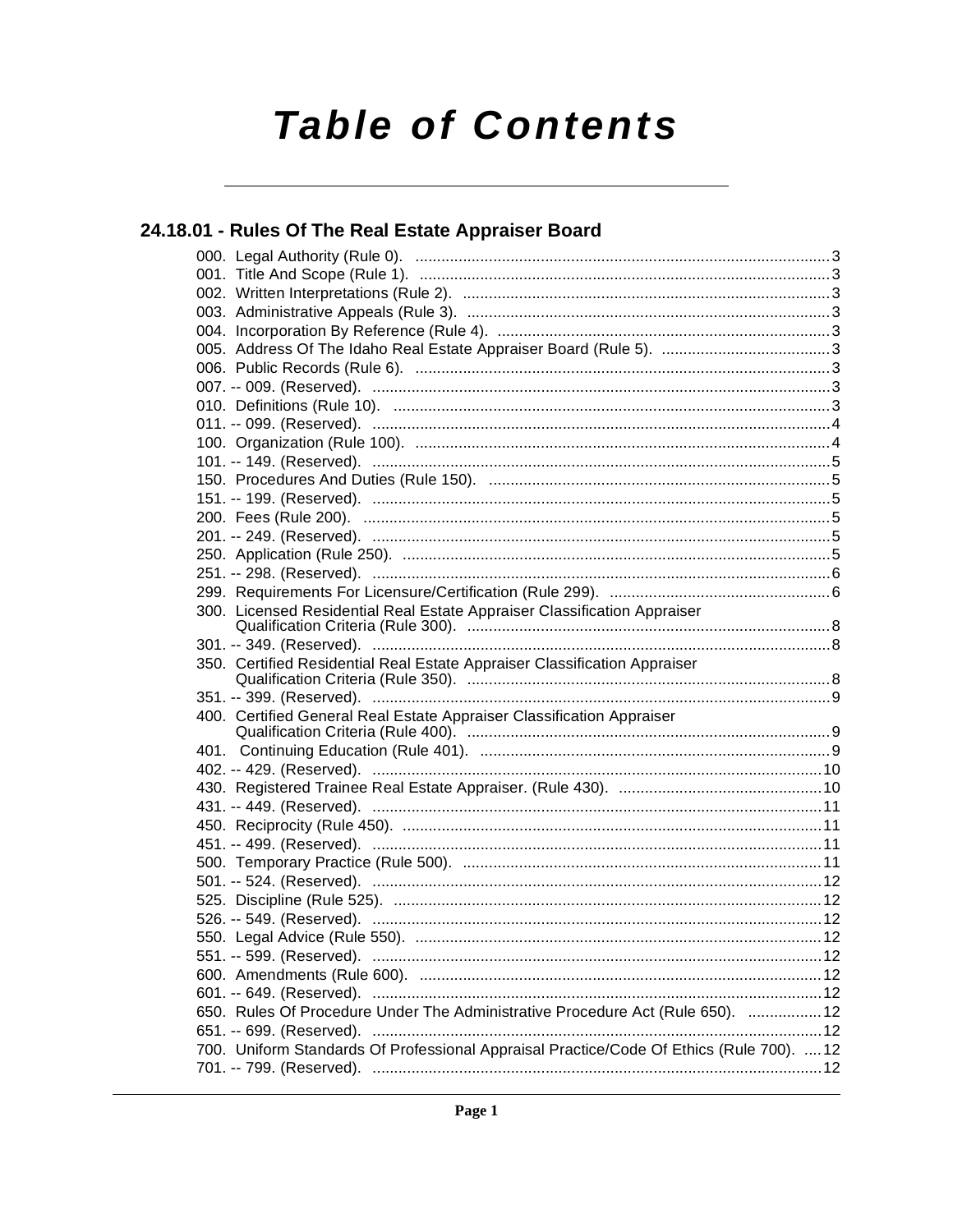# Table of Contents

## 24.18.01 - Rules Of The Real Estate Appraiser Board

000. Legal Authority (Rule 0). ....................................................................................3
001. Title And Scope (Rule 1). ....................................................................................3
002. Written Interpretations (Rule 2). ....................................................................................3
003. Administrative Appeals (Rule 3). ....................................................................................3
004. Incorporation By Reference (Rule 4). ....................................................................................3
005. Address Of The Idaho Real Estate Appraiser Board (Rule 5). ....................................3
006. Public Records (Rule 6). ....................................................................................3
007. -- 009. (Reserved). ....................................................................................3
010. Definitions (Rule 10). ....................................................................................3
011. -- 099. (Reserved). ....................................................................................4
100. Organization (Rule 100). ....................................................................................4
101. -- 149. (Reserved). ....................................................................................5
150. Procedures And Duties (Rule 150). ....................................................................................5
151. -- 199. (Reserved). ....................................................................................5
200. Fees (Rule 200). ....................................................................................5
201. -- 249. (Reserved). ....................................................................................5
250. Application (Rule 250). ....................................................................................5
251. -- 298. (Reserved). ....................................................................................6
299. Requirements For Licensure/Certification (Rule 299). ....................................................6
300. Licensed Residential Real Estate Appraiser Classification Appraiser Qualification Criteria (Rule 300). ....................................................................................8
301. -- 349. (Reserved). ....................................................................................8
350. Certified Residential Real Estate Appraiser Classification Appraiser Qualification Criteria (Rule 350). ....................................................................................8
351. -- 399. (Reserved). ....................................................................................9
400. Certified General Real Estate Appraiser Classification Appraiser Qualification Criteria (Rule 400). ....................................................................................9
401. Continuing Education (Rule 401). ....................................................................................9
402. -- 429. (Reserved). ....................................................................................10
430. Registered Trainee Real Estate Appraiser. (Rule 430). ..............................................10
431. -- 449. (Reserved). ....................................................................................11
450. Reciprocity (Rule 450). ....................................................................................11
451. -- 499. (Reserved). ....................................................................................11
500. Temporary Practice (Rule 500). ....................................................................................11
501. -- 524. (Reserved). ....................................................................................12
525. Discipline (Rule 525). ....................................................................................12
526. -- 549. (Reserved). ....................................................................................12
550. Legal Advice (Rule 550). ....................................................................................12
551. -- 599. (Reserved). ....................................................................................12
600. Amendments (Rule 600). ....................................................................................12
601. -- 649. (Reserved). ....................................................................................12
650. Rules Of Procedure Under The Administrative Procedure Act (Rule 650). .................12
651. -- 699. (Reserved). ....................................................................................12
700. Uniform Standards Of Professional Appraisal Practice/Code Of Ethics (Rule 700). .....12
701. -- 799. (Reserved). ....................................................................................12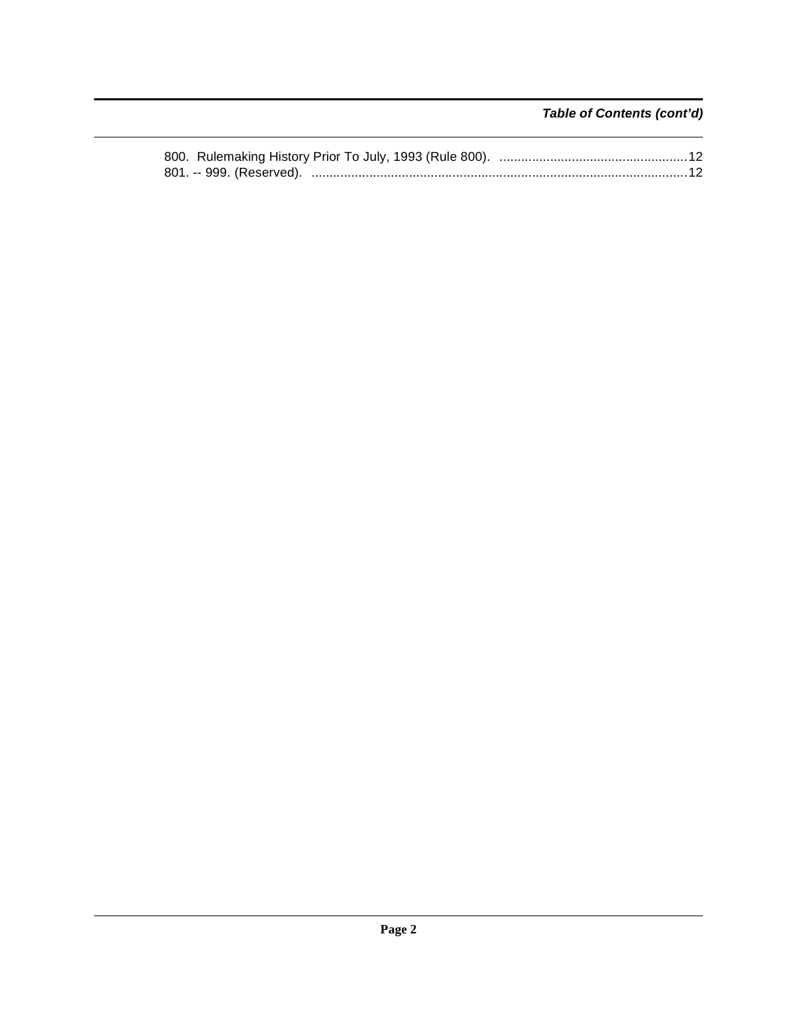*Table of Contents (cont'd)*

800. Rulemaking History Prior To July, 1993 (Rule 800). ....................................................12
801. -- 999. (Reserved). ........................................................................................................12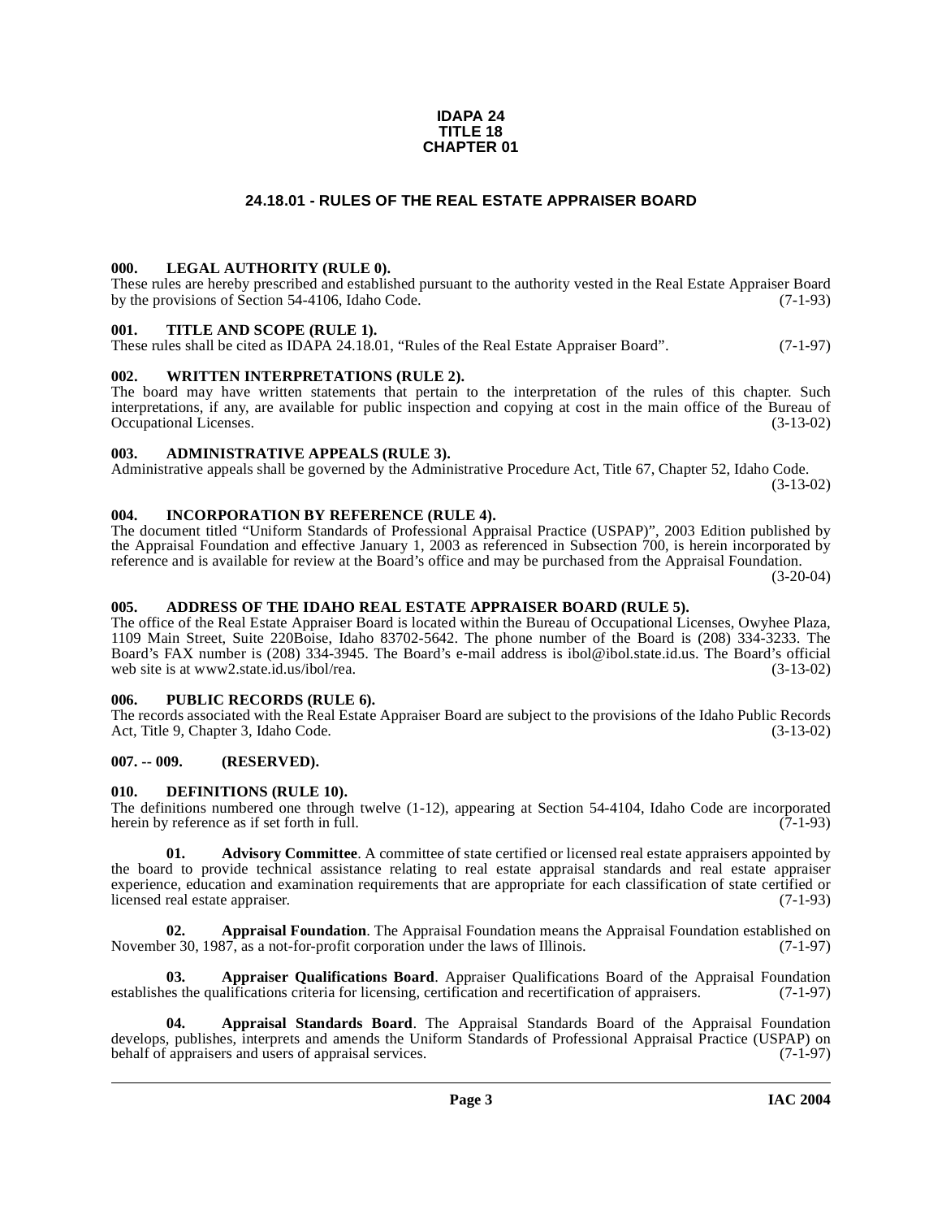**IDAPA 24**
**TITLE 18**
**CHAPTER 01**

# 24.18.01 - RULES OF THE REAL ESTATE APPRAISER BOARD

### 000. LEGAL AUTHORITY (RULE 0).

These rules are hereby prescribed and established pursuant to the authority vested in the Real Estate Appraiser Board by the provisions of Section 54-4106, Idaho Code. (7-1-93)

### 001. TITLE AND SCOPE (RULE 1).

These rules shall be cited as IDAPA 24.18.01, "Rules of the Real Estate Appraiser Board". (7-1-97)

### 002. WRITTEN INTERPRETATIONS (RULE 2).

The board may have written statements that pertain to the interpretation of the rules of this chapter. Such interpretations, if any, are available for public inspection and copying at cost in the main office of the Bureau of Occupational Licenses. (3-13-02)

### 003. ADMINISTRATIVE APPEALS (RULE 3).

Administrative appeals shall be governed by the Administrative Procedure Act, Title 67, Chapter 52, Idaho Code. (3-13-02)

### 004. INCORPORATION BY REFERENCE (RULE 4).

The document titled "Uniform Standards of Professional Appraisal Practice (USPAP)", 2003 Edition published by the Appraisal Foundation and effective January 1, 2003 as referenced in Subsection 700, is herein incorporated by reference and is available for review at the Board's office and may be purchased from the Appraisal Foundation. (3-20-04)

### 005. ADDRESS OF THE IDAHO REAL ESTATE APPRAISER BOARD (RULE 5).

The office of the Real Estate Appraiser Board is located within the Bureau of Occupational Licenses, Owyhee Plaza, 1109 Main Street, Suite 220Boise, Idaho 83702-5642. The phone number of the Board is (208) 334-3233. The Board's FAX number is (208) 334-3945. The Board's e-mail address is ibol@ibol.state.id.us. The Board's official web site is at www2.state.id.us/ibol/rea. (3-13-02)

### 006. PUBLIC RECORDS (RULE 6).

The records associated with the Real Estate Appraiser Board are subject to the provisions of the Idaho Public Records Act, Title 9, Chapter 3, Idaho Code. (3-13-02)

### 007. -- 009. (RESERVED).

### 010. DEFINITIONS (RULE 10).

The definitions numbered one through twelve (1-12), appearing at Section 54-4104, Idaho Code are incorporated herein by reference as if set forth in full. (7-1-93)

**01. Advisory Committee**. A committee of state certified or licensed real estate appraisers appointed by the board to provide technical assistance relating to real estate appraisal standards and real estate appraiser experience, education and examination requirements that are appropriate for each classification of state certified or licensed real estate appraiser. (7-1-93)

**02. Appraisal Foundation**. The Appraisal Foundation means the Appraisal Foundation established on November 30, 1987, as a not-for-profit corporation under the laws of Illinois. (7-1-97)

**03. Appraiser Qualifications Board**. Appraiser Qualifications Board of the Appraisal Foundation establishes the qualifications criteria for licensing, certification and recertification of appraisers. (7-1-97)

**04. Appraisal Standards Board**. The Appraisal Standards Board of the Appraisal Foundation develops, publishes, interprets and amends the Uniform Standards of Professional Appraisal Practice (USPAP) on behalf of appraisers and users of appraisal services. (7-1-97)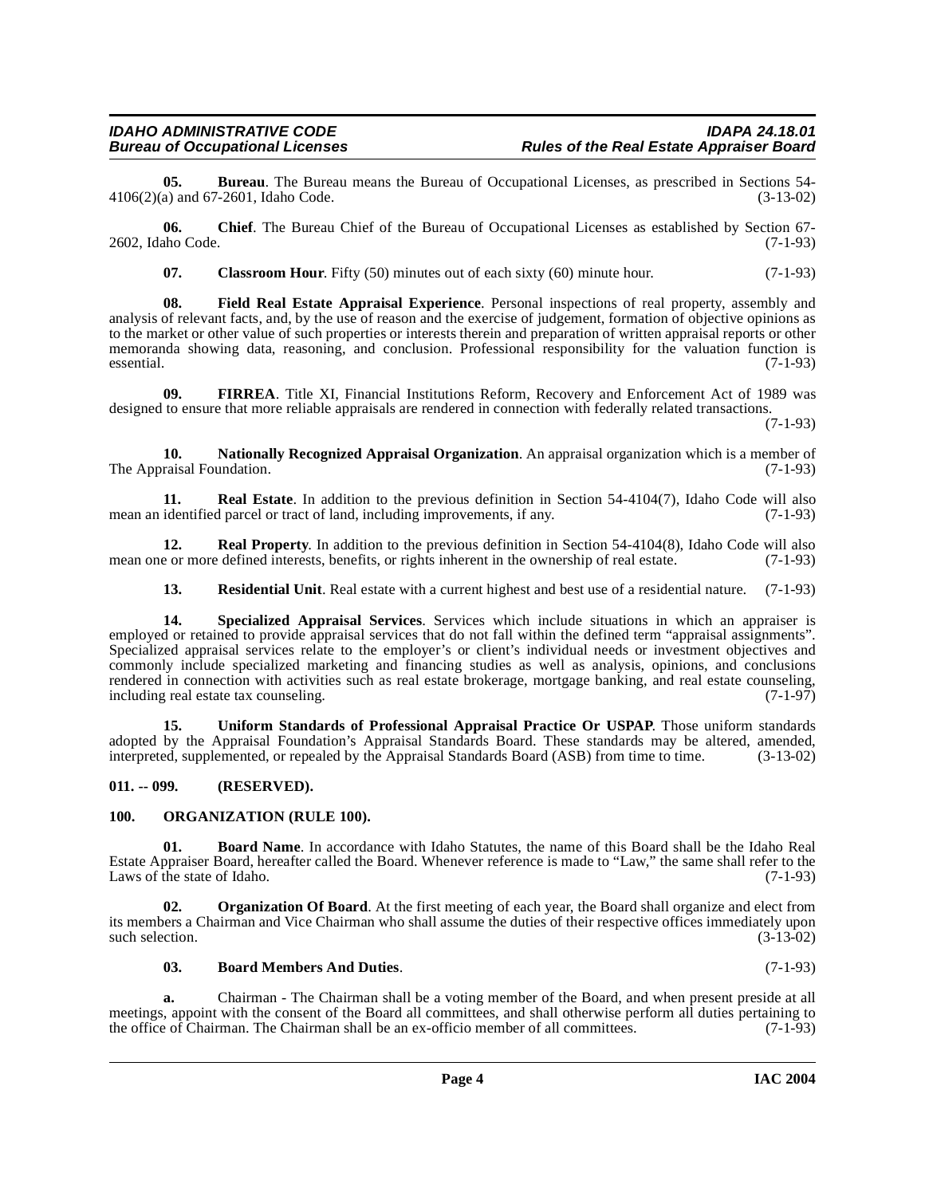**05. Bureau**. The Bureau means the Bureau of Occupational Licenses, as prescribed in Sections 54-4106(2)(a) and 67-2601, Idaho Code. (3-13-02)

**06. Chief**. The Bureau Chief of the Bureau of Occupational Licenses as established by Section 67-2602, Idaho Code. (7-1-93)

**07. Classroom Hour**. Fifty (50) minutes out of each sixty (60) minute hour. (7-1-93)

**08. Field Real Estate Appraisal Experience**. Personal inspections of real property, assembly and analysis of relevant facts, and, by the use of reason and the exercise of judgement, formation of objective opinions as to the market or other value of such properties or interests therein and preparation of written appraisal reports or other memoranda showing data, reasoning, and conclusion. Professional responsibility for the valuation function is essential. (7-1-93)

**09. FIRREA**. Title XI, Financial Institutions Reform, Recovery and Enforcement Act of 1989 was designed to ensure that more reliable appraisals are rendered in connection with federally related transactions. (7-1-93)

**10. Nationally Recognized Appraisal Organization**. An appraisal organization which is a member of The Appraisal Foundation. (7-1-93)

**11. Real Estate**. In addition to the previous definition in Section 54-4104(7), Idaho Code will also mean an identified parcel or tract of land, including improvements, if any. (7-1-93)

**12. Real Property**. In addition to the previous definition in Section 54-4104(8), Idaho Code will also mean one or more defined interests, benefits, or rights inherent in the ownership of real estate. (7-1-93)

**13. Residential Unit**. Real estate with a current highest and best use of a residential nature. (7-1-93)

**14. Specialized Appraisal Services**. Services which include situations in which an appraiser is employed or retained to provide appraisal services that do not fall within the defined term "appraisal assignments". Specialized appraisal services relate to the employer's or client's individual needs or investment objectives and commonly include specialized marketing and financing studies as well as analysis, opinions, and conclusions rendered in connection with activities such as real estate brokerage, mortgage banking, and real estate counseling, including real estate tax counseling. (7-1-97)

**15. Uniform Standards of Professional Appraisal Practice Or USPAP**. Those uniform standards adopted by the Appraisal Foundation's Appraisal Standards Board. These standards may be altered, amended, interpreted, supplemented, or repealed by the Appraisal Standards Board (ASB) from time to time. (3-13-02)

## 011. -- 099. (RESERVED).

## 100. ORGANIZATION (RULE 100).

**01. Board Name**. In accordance with Idaho Statutes, the name of this Board shall be the Idaho Real Estate Appraiser Board, hereafter called the Board. Whenever reference is made to "Law," the same shall refer to the Laws of the state of Idaho. (7-1-93)

**02. Organization Of Board**. At the first meeting of each year, the Board shall organize and elect from its members a Chairman and Vice Chairman who shall assume the duties of their respective offices immediately upon such selection. (3-13-02)

**03. Board Members And Duties**. (7-1-93)

**a.** Chairman - The Chairman shall be a voting member of the Board, and when present preside at all meetings, appoint with the consent of the Board all committees, and shall otherwise perform all duties pertaining to the office of Chairman. The Chairman shall be an ex-officio member of all committees. (7-1-93)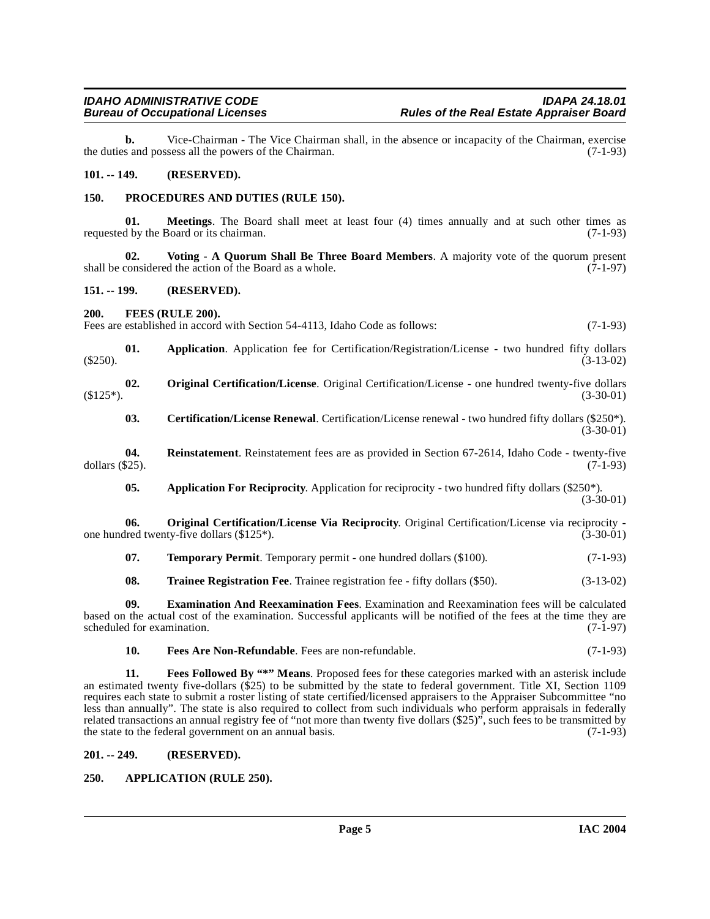**b.** Vice-Chairman - The Vice Chairman shall, in the absence or incapacity of the Chairman, exercise the duties and possess all the powers of the Chairman. (7-1-93)

## 101. -- 149. (RESERVED).

## 150. PROCEDURES AND DUTIES (RULE 150).

**01. Meetings**. The Board shall meet at least four (4) times annually and at such other times as requested by the Board or its chairman. (7-1-93)

**02. Voting - A Quorum Shall Be Three Board Members**. A majority vote of the quorum present shall be considered the action of the Board as a whole. (7-1-97)

## 151. -- 199. (RESERVED).

## 200. FEES (RULE 200).

Fees are established in accord with Section 54-4113, Idaho Code as follows: (7-1-93)

**01. Application**. Application fee for Certification/Registration/License - two hundred fifty dollars ($250). (3-13-02)

**02. Original Certification/License**. Original Certification/License - one hundred twenty-five dollars ($125*). (3-30-01)

**03. Certification/License Renewal**. Certification/License renewal - two hundred fifty dollars ($250*). (3-30-01)

**04. Reinstatement**. Reinstatement fees are as provided in Section 67-2614, Idaho Code - twenty-five dollars ($25). (7-1-93)

**05. Application For Reciprocity**. Application for reciprocity - two hundred fifty dollars ($250*). (3-30-01)

**06. Original Certification/License Via Reciprocity**. Original Certification/License via reciprocity - one hundred twenty-five dollars ($125*). (3-30-01)

**07. Temporary Permit**. Temporary permit - one hundred dollars ($100). (7-1-93)

**08. Trainee Registration Fee**. Trainee registration fee - fifty dollars ($50). (3-13-02)

**09. Examination And Reexamination Fees**. Examination and Reexamination fees will be calculated based on the actual cost of the examination. Successful applicants will be notified of the fees at the time they are scheduled for examination. (7-1-97)

**10. Fees Are Non-Refundable**. Fees are non-refundable. (7-1-93)

**11. Fees Followed By "*" Means**. Proposed fees for these categories marked with an asterisk include an estimated twenty five-dollars ($25) to be submitted by the state to federal government. Title XI, Section 1109 requires each state to submit a roster listing of state certified/licensed appraisers to the Appraiser Subcommittee "no less than annually". The state is also required to collect from such individuals who perform appraisals in federally related transactions an annual registry fee of "not more than twenty five dollars ($25)", such fees to be transmitted by the state to the federal government on an annual basis. (7-1-93)

## 201. -- 249. (RESERVED).

## 250. APPLICATION (RULE 250).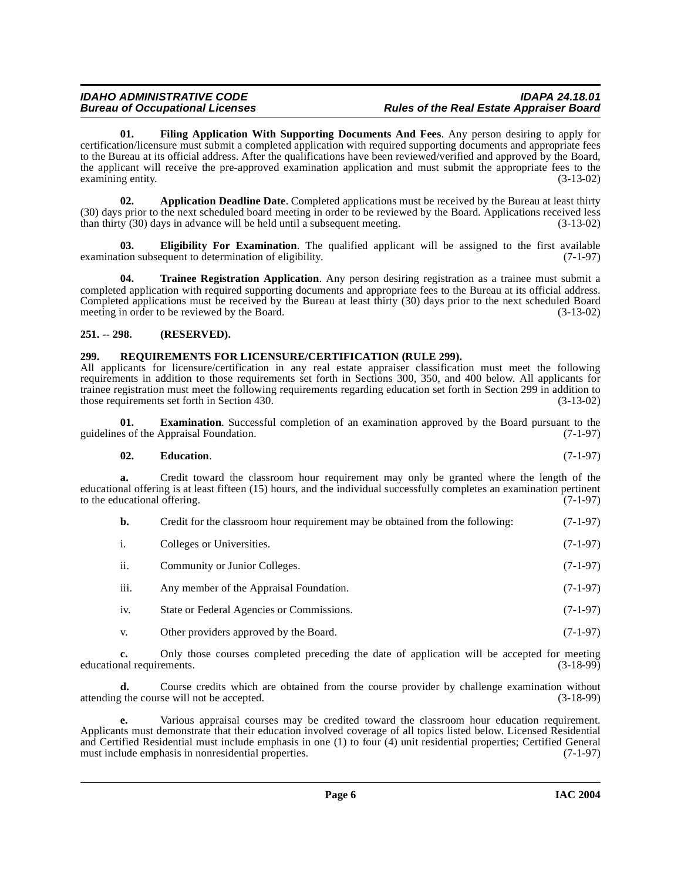**01. Filing Application With Supporting Documents And Fees**. Any person desiring to apply for certification/licensure must submit a completed application with required supporting documents and appropriate fees to the Bureau at its official address. After the qualifications have been reviewed/verified and approved by the Board, the applicant will receive the pre-approved examination application and must submit the appropriate fees to the examining entity. (3-13-02)

**02. Application Deadline Date**. Completed applications must be received by the Bureau at least thirty (30) days prior to the next scheduled board meeting in order to be reviewed by the Board. Applications received less than thirty (30) days in advance will be held until a subsequent meeting. (3-13-02)

**03. Eligibility For Examination**. The qualified applicant will be assigned to the first available examination subsequent to determination of eligibility. (7-1-97)

**04. Trainee Registration Application**. Any person desiring registration as a trainee must submit a completed application with required supporting documents and appropriate fees to the Bureau at its official address. Completed applications must be received by the Bureau at least thirty (30) days prior to the next scheduled Board meeting in order to be reviewed by the Board. (3-13-02)

**251. -- 298. (RESERVED).**

**299. REQUIREMENTS FOR LICENSURE/CERTIFICATION (RULE 299).**

All applicants for licensure/certification in any real estate appraiser classification must meet the following requirements in addition to those requirements set forth in Sections 300, 350, and 400 below. All applicants for trainee registration must meet the following requirements regarding education set forth in Section 299 in addition to those requirements set forth in Section 430. (3-13-02)

**01. Examination**. Successful completion of an examination approved by the Board pursuant to the guidelines of the Appraisal Foundation. (7-1-97)

**02. Education**. (7-1-97)

**a.** Credit toward the classroom hour requirement may only be granted where the length of the educational offering is at least fifteen (15) hours, and the individual successfully completes an examination pertinent to the educational offering. (7-1-97)

**b.** Credit for the classroom hour requirement may be obtained from the following: (7-1-97)

i. Colleges or Universities. (7-1-97)

ii. Community or Junior Colleges. (7-1-97)

iii. Any member of the Appraisal Foundation. (7-1-97)

iv. State or Federal Agencies or Commissions. (7-1-97)

v. Other providers approved by the Board. (7-1-97)

**c.** Only those courses completed preceding the date of application will be accepted for meeting educational requirements. (3-18-99)

**d.** Course credits which are obtained from the course provider by challenge examination without attending the course will not be accepted. (3-18-99)

**e.** Various appraisal courses may be credited toward the classroom hour education requirement. Applicants must demonstrate that their education involved coverage of all topics listed below. Licensed Residential and Certified Residential must include emphasis in one (1) to four (4) unit residential properties; Certified General must include emphasis in nonresidential properties. (7-1-97)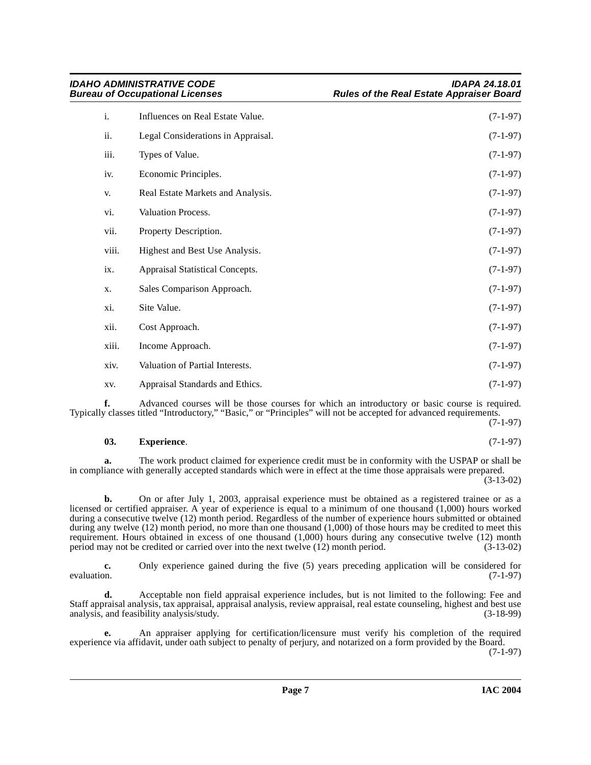i. Influences on Real Estate Value. (7-1-97)

ii. Legal Considerations in Appraisal. (7-1-97)

iii. Types of Value. (7-1-97)

iv. Economic Principles. (7-1-97)

v. Real Estate Markets and Analysis. (7-1-97)

vi. Valuation Process. (7-1-97)

vii. Property Description. (7-1-97)

viii. Highest and Best Use Analysis. (7-1-97)

ix. Appraisal Statistical Concepts. (7-1-97)

x. Sales Comparison Approach. (7-1-97)

xi. Site Value. (7-1-97)

xii. Cost Approach. (7-1-97)

xiii. Income Approach. (7-1-97)

xiv. Valuation of Partial Interests. (7-1-97)

xv. Appraisal Standards and Ethics. (7-1-97)

**f.** Advanced courses will be those courses for which an introductory or basic course is required. Typically classes titled "Introductory," "Basic," or "Principles" will not be accepted for advanced requirements. (7-1-97)

**03. Experience**. (7-1-97)

**a.** The work product claimed for experience credit must be in conformity with the USPAP or shall be in compliance with generally accepted standards which were in effect at the time those appraisals were prepared. (3-13-02)

**b.** On or after July 1, 2003, appraisal experience must be obtained as a registered trainee or as a licensed or certified appraiser. A year of experience is equal to a minimum of one thousand (1,000) hours worked during a consecutive twelve (12) month period. Regardless of the number of experience hours submitted or obtained during any twelve (12) month period, no more than one thousand (1,000) of those hours may be credited to meet this requirement. Hours obtained in excess of one thousand (1,000) hours during any consecutive twelve (12) month period may not be credited or carried over into the next twelve (12) month period. (3-13-02)

**c.** Only experience gained during the five (5) years preceding application will be considered for evaluation. (7-1-97)

**d.** Acceptable non field appraisal experience includes, but is not limited to the following: Fee and Staff appraisal analysis, tax appraisal, appraisal analysis, review appraisal, real estate counseling, highest and best use analysis, and feasibility analysis/study. (3-18-99)

**e.** An appraiser applying for certification/licensure must verify his completion of the required experience via affidavit, under oath subject to penalty of perjury, and notarized on a form provided by the Board. (7-1-97)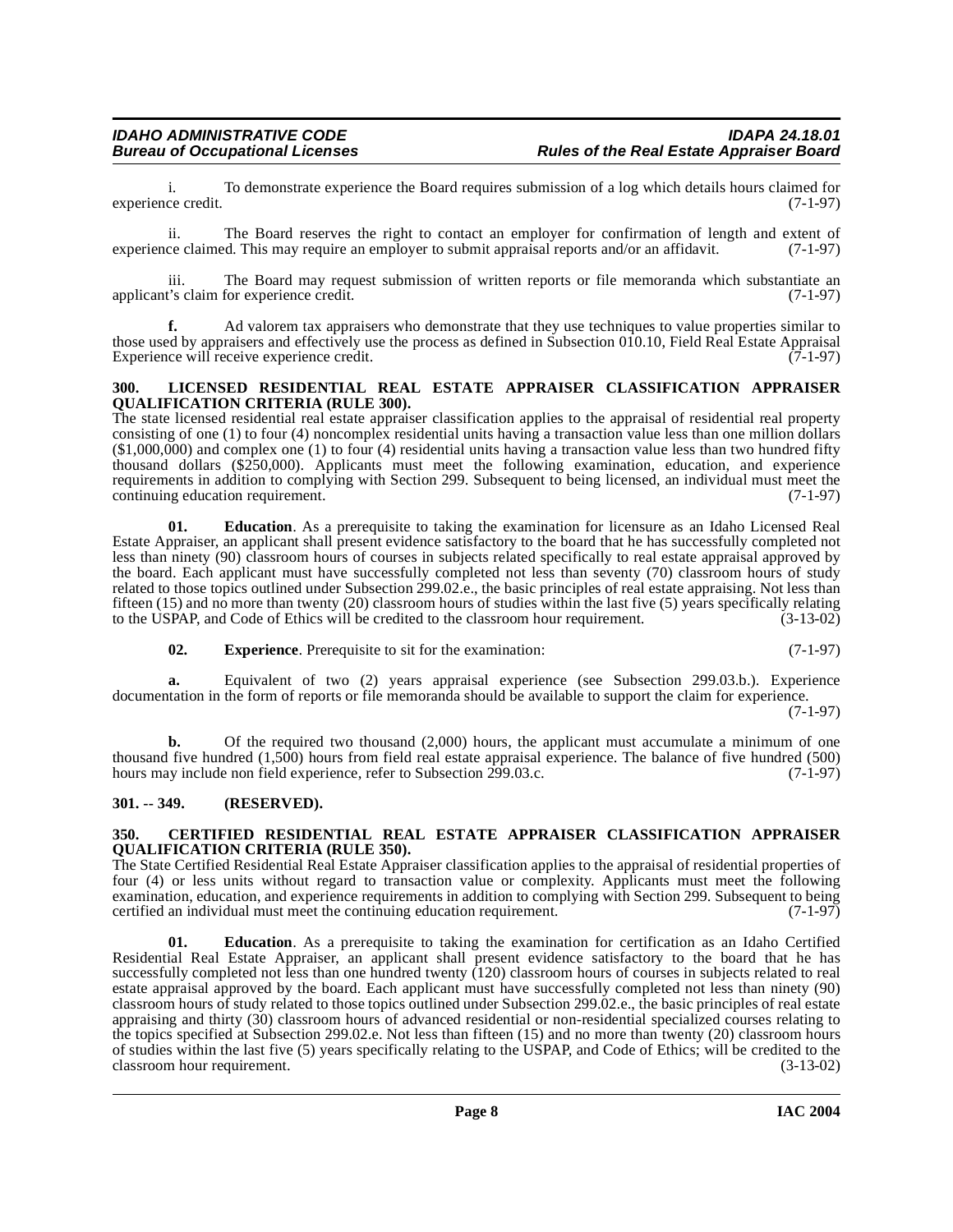i. To demonstrate experience the Board requires submission of a log which details hours claimed for experience credit. (7-1-97)

ii. The Board reserves the right to contact an employer for confirmation of length and extent of experience claimed. This may require an employer to submit appraisal reports and/or an affidavit. (7-1-97)

iii. The Board may request submission of written reports or file memoranda which substantiate an applicant's claim for experience credit. (7-1-97)

**f.** Ad valorem tax appraisers who demonstrate that they use techniques to value properties similar to those used by appraisers and effectively use the process as defined in Subsection 010.10, Field Real Estate Appraisal Experience will receive experience credit. (7-1-97)

### 300. LICENSED RESIDENTIAL REAL ESTATE APPRAISER CLASSIFICATION APPRAISER QUALIFICATION CRITERIA (RULE 300).

The state licensed residential real estate appraiser classification applies to the appraisal of residential real property consisting of one (1) to four (4) noncomplex residential units having a transaction value less than one million dollars ($1,000,000) and complex one (1) to four (4) residential units having a transaction value less than two hundred fifty thousand dollars ($250,000). Applicants must meet the following examination, education, and experience requirements in addition to complying with Section 299. Subsequent to being licensed, an individual must meet the continuing education requirement. (7-1-97)

**01. Education**. As a prerequisite to taking the examination for licensure as an Idaho Licensed Real Estate Appraiser, an applicant shall present evidence satisfactory to the board that he has successfully completed not less than ninety (90) classroom hours of courses in subjects related specifically to real estate appraisal approved by the board. Each applicant must have successfully completed not less than seventy (70) classroom hours of study related to those topics outlined under Subsection 299.02.e., the basic principles of real estate appraising. Not less than fifteen (15) and no more than twenty (20) classroom hours of studies within the last five (5) years specifically relating to the USPAP, and Code of Ethics will be credited to the classroom hour requirement. (3-13-02)

**02. Experience**. Prerequisite to sit for the examination: (7-1-97)

**a.** Equivalent of two (2) years appraisal experience (see Subsection 299.03.b.). Experience documentation in the form of reports or file memoranda should be available to support the claim for experience. (7-1-97)

**b.** Of the required two thousand (2,000) hours, the applicant must accumulate a minimum of one thousand five hundred (1,500) hours from field real estate appraisal experience. The balance of five hundred (500) hours may include non field experience, refer to Subsection 299.03.c. (7-1-97)

### 301. -- 349. (RESERVED).

### 350. CERTIFIED RESIDENTIAL REAL ESTATE APPRAISER CLASSIFICATION APPRAISER QUALIFICATION CRITERIA (RULE 350).

The State Certified Residential Real Estate Appraiser classification applies to the appraisal of residential properties of four (4) or less units without regard to transaction value or complexity. Applicants must meet the following examination, education, and experience requirements in addition to complying with Section 299. Subsequent to being certified an individual must meet the continuing education requirement. (7-1-97)

**01. Education**. As a prerequisite to taking the examination for certification as an Idaho Certified Residential Real Estate Appraiser, an applicant shall present evidence satisfactory to the board that he has successfully completed not less than one hundred twenty (120) classroom hours of courses in subjects related to real estate appraisal approved by the board. Each applicant must have successfully completed not less than ninety (90) classroom hours of study related to those topics outlined under Subsection 299.02.e., the basic principles of real estate appraising and thirty (30) classroom hours of advanced residential or non-residential specialized courses relating to the topics specified at Subsection 299.02.e. Not less than fifteen (15) and no more than twenty (20) classroom hours of studies within the last five (5) years specifically relating to the USPAP, and Code of Ethics; will be credited to the classroom hour requirement. (3-13-02)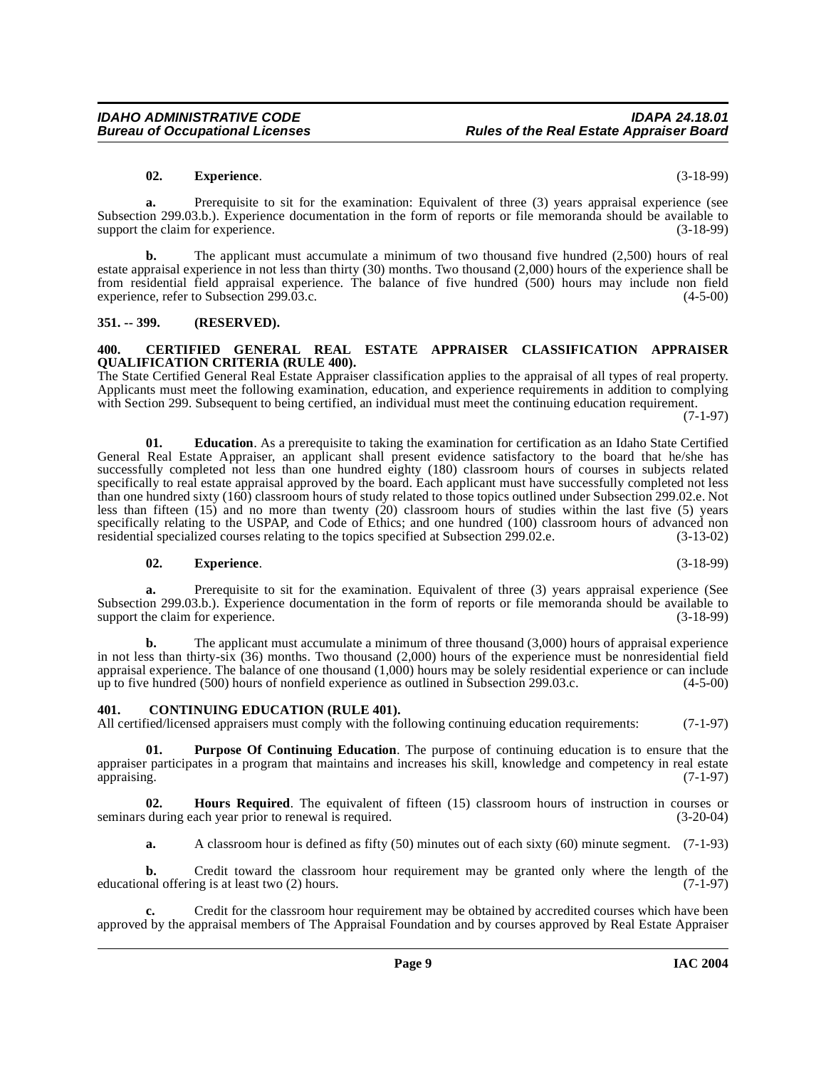**02. Experience**. (3-18-99)

**a.** Prerequisite to sit for the examination: Equivalent of three (3) years appraisal experience (see Subsection 299.03.b.). Experience documentation in the form of reports or file memoranda should be available to support the claim for experience. (3-18-99)

**b.** The applicant must accumulate a minimum of two thousand five hundred (2,500) hours of real estate appraisal experience in not less than thirty (30) months. Two thousand (2,000) hours of the experience shall be from residential field appraisal experience. The balance of five hundred (500) hours may include non field experience, refer to Subsection 299.03.c. (4-5-00)

## 351. -- 399. (RESERVED).

## 400. CERTIFIED GENERAL REAL ESTATE APPRAISER CLASSIFICATION APPRAISER QUALIFICATION CRITERIA (RULE 400).

The State Certified General Real Estate Appraiser classification applies to the appraisal of all types of real property. Applicants must meet the following examination, education, and experience requirements in addition to complying with Section 299. Subsequent to being certified, an individual must meet the continuing education requirement. (7-1-97)

**01. Education**. As a prerequisite to taking the examination for certification as an Idaho State Certified General Real Estate Appraiser, an applicant shall present evidence satisfactory to the board that he/she has successfully completed not less than one hundred eighty (180) classroom hours of courses in subjects related specifically to real estate appraisal approved by the board. Each applicant must have successfully completed not less than one hundred sixty (160) classroom hours of study related to those topics outlined under Subsection 299.02.e. Not less than fifteen (15) and no more than twenty (20) classroom hours of studies within the last five (5) years specifically relating to the USPAP, and Code of Ethics; and one hundred (100) classroom hours of advanced non residential specialized courses relating to the topics specified at Subsection 299.02.e. (3-13-02)

**02. Experience**. (3-18-99)

**a.** Prerequisite to sit for the examination. Equivalent of three (3) years appraisal experience (See Subsection 299.03.b.). Experience documentation in the form of reports or file memoranda should be available to support the claim for experience. (3-18-99)

**b.** The applicant must accumulate a minimum of three thousand (3,000) hours of appraisal experience in not less than thirty-six (36) months. Two thousand (2,000) hours of the experience must be nonresidential field appraisal experience. The balance of one thousand (1,000) hours may be solely residential experience or can include up to five hundred (500) hours of nonfield experience as outlined in Subsection 299.03.c. (4-5-00)

## 401. CONTINUING EDUCATION (RULE 401).

All certified/licensed appraisers must comply with the following continuing education requirements: (7-1-97)

**01. Purpose Of Continuing Education**. The purpose of continuing education is to ensure that the appraiser participates in a program that maintains and increases his skill, knowledge and competency in real estate appraising. (7-1-97)

**02. Hours Required**. The equivalent of fifteen (15) classroom hours of instruction in courses or seminars during each year prior to renewal is required. (3-20-04)

**a.** A classroom hour is defined as fifty (50) minutes out of each sixty (60) minute segment. (7-1-93)

**b.** Credit toward the classroom hour requirement may be granted only where the length of the educational offering is at least two (2) hours. (7-1-97)

**c.** Credit for the classroom hour requirement may be obtained by accredited courses which have been approved by the appraisal members of The Appraisal Foundation and by courses approved by Real Estate Appraiser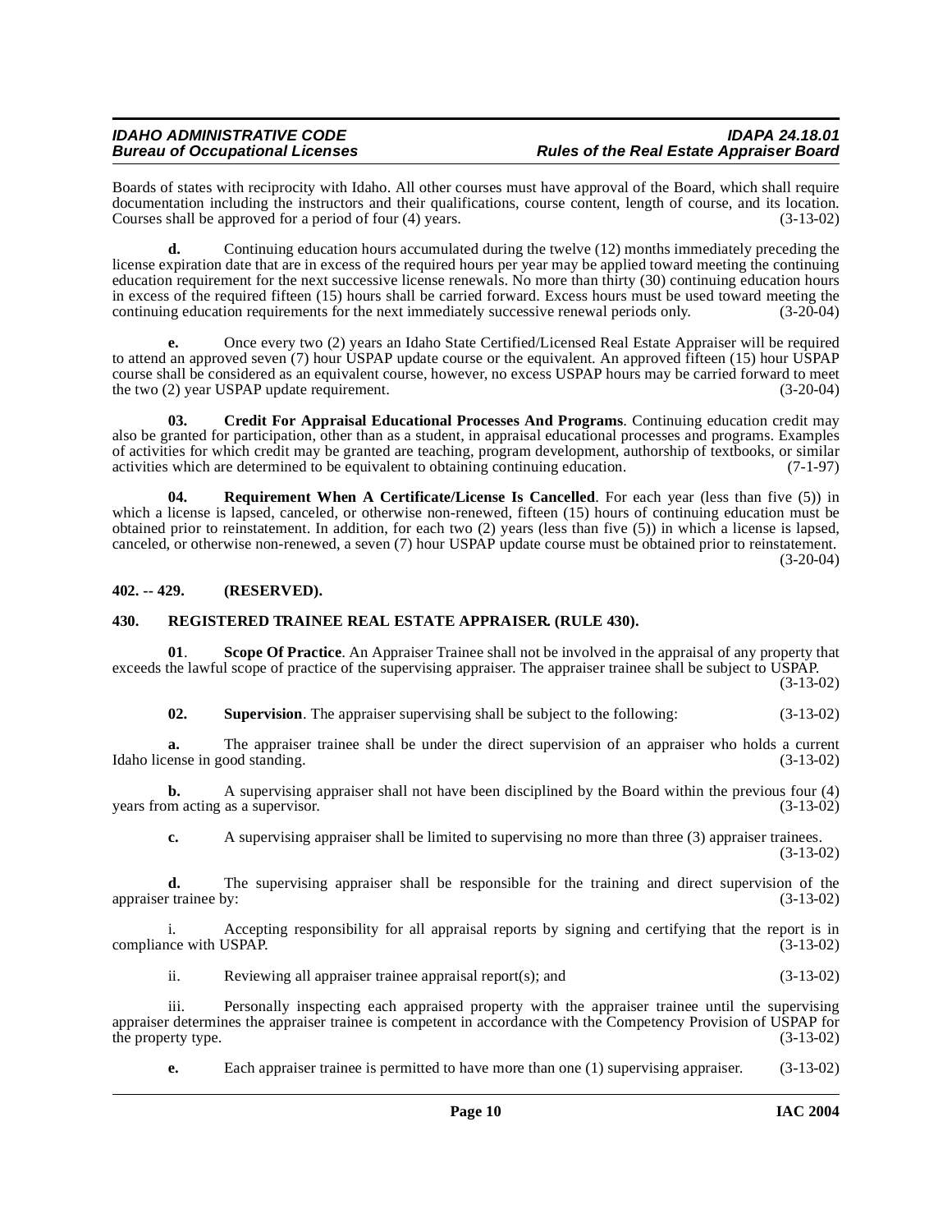Boards of states with reciprocity with Idaho. All other courses must have approval of the Board, which shall require documentation including the instructors and their qualifications, course content, length of course, and its location. Courses shall be approved for a period of four (4) years. (3-13-02)

**d.** Continuing education hours accumulated during the twelve (12) months immediately preceding the license expiration date that are in excess of the required hours per year may be applied toward meeting the continuing education requirement for the next successive license renewals. No more than thirty (30) continuing education hours in excess of the required fifteen (15) hours shall be carried forward. Excess hours must be used toward meeting the continuing education requirements for the next immediately successive renewal periods only. (3-20-04)

**e.** Once every two (2) years an Idaho State Certified/Licensed Real Estate Appraiser will be required to attend an approved seven (7) hour USPAP update course or the equivalent. An approved fifteen (15) hour USPAP course shall be considered as an equivalent course, however, no excess USPAP hours may be carried forward to meet the two (2) year USPAP update requirement. (3-20-04)

**03. Credit For Appraisal Educational Processes And Programs**. Continuing education credit may also be granted for participation, other than as a student, in appraisal educational processes and programs. Examples of activities for which credit may be granted are teaching, program development, authorship of textbooks, or similar activities which are determined to be equivalent to obtaining continuing education. (7-1-97)

**04. Requirement When A Certificate/License Is Cancelled**. For each year (less than five (5)) in which a license is lapsed, canceled, or otherwise non-renewed, fifteen (15) hours of continuing education must be obtained prior to reinstatement. In addition, for each two (2) years (less than five (5)) in which a license is lapsed, canceled, or otherwise non-renewed, a seven (7) hour USPAP update course must be obtained prior to reinstatement. (3-20-04)

## 402. -- 429. (RESERVED).

## 430. REGISTERED TRAINEE REAL ESTATE APPRAISER. (RULE 430).

**01**. **Scope Of Practice**. An Appraiser Trainee shall not be involved in the appraisal of any property that exceeds the lawful scope of practice of the supervising appraiser. The appraiser trainee shall be subject to USPAP. (3-13-02)

**02. Supervision**. The appraiser supervising shall be subject to the following: (3-13-02)

**a.** The appraiser trainee shall be under the direct supervision of an appraiser who holds a current Idaho license in good standing. (3-13-02)

**b.** A supervising appraiser shall not have been disciplined by the Board within the previous four (4) years from acting as a supervisor. (3-13-02)

**c.** A supervising appraiser shall be limited to supervising no more than three (3) appraiser trainees. (3-13-02)

**d.** The supervising appraiser shall be responsible for the training and direct supervision of the appraiser trainee by: (3-13-02)

i. Accepting responsibility for all appraisal reports by signing and certifying that the report is in compliance with USPAP. (3-13-02)

ii. Reviewing all appraiser trainee appraisal report(s); and (3-13-02)

iii. Personally inspecting each appraised property with the appraiser trainee until the supervising appraiser determines the appraiser trainee is competent in accordance with the Competency Provision of USPAP for the property type. (3-13-02)

**e.** Each appraiser trainee is permitted to have more than one (1) supervising appraiser. (3-13-02)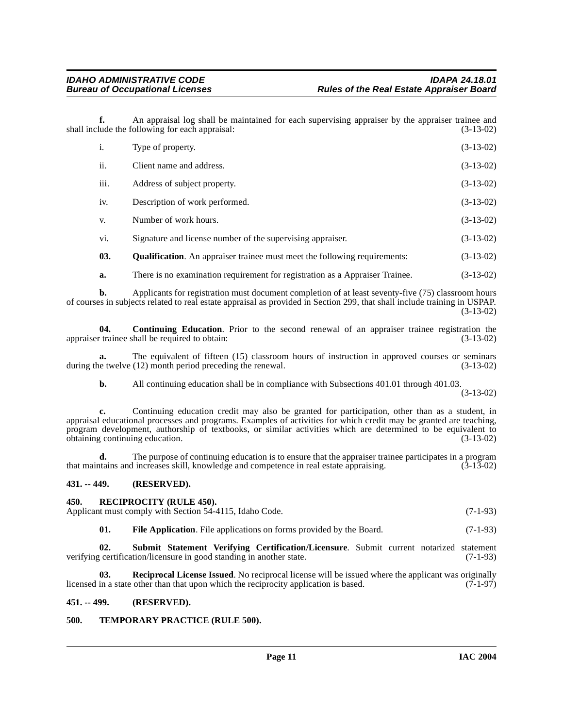**f.** An appraisal log shall be maintained for each supervising appraiser by the appraiser trainee and shall include the following for each appraisal: (3-13-02)

i. Type of property. (3-13-02)

ii. Client name and address. (3-13-02)

iii. Address of subject property. (3-13-02)

iv. Description of work performed. (3-13-02)

v. Number of work hours. (3-13-02)

vi. Signature and license number of the supervising appraiser. (3-13-02)

**03. Qualification**. An appraiser trainee must meet the following requirements: (3-13-02)

**a.** There is no examination requirement for registration as a Appraiser Trainee. (3-13-02)

**b.** Applicants for registration must document completion of at least seventy-five (75) classroom hours of courses in subjects related to real estate appraisal as provided in Section 299, that shall include training in USPAP. (3-13-02)

**04. Continuing Education**. Prior to the second renewal of an appraiser trainee registration the appraiser trainee shall be required to obtain: (3-13-02)

**a.** The equivalent of fifteen (15) classroom hours of instruction in approved courses or seminars during the twelve (12) month period preceding the renewal. (3-13-02)

**b.** All continuing education shall be in compliance with Subsections 401.01 through 401.03. (3-13-02)

**c.** Continuing education credit may also be granted for participation, other than as a student, in appraisal educational processes and programs. Examples of activities for which credit may be granted are teaching, program development, authorship of textbooks, or similar activities which are determined to be equivalent to obtaining continuing education. (3-13-02)

**d.** The purpose of continuing education is to ensure that the appraiser trainee participates in a program that maintains and increases skill, knowledge and competence in real estate appraising. (3-13-02)

### 431. -- 449. (RESERVED).

### 450. RECIPROCITY (RULE 450).

Applicant must comply with Section 54-4115, Idaho Code. (7-1-93)

**01. File Application**. File applications on forms provided by the Board. (7-1-93)

**02. Submit Statement Verifying Certification/Licensure**. Submit current notarized statement verifying certification/licensure in good standing in another state. (7-1-93)

**03. Reciprocal License Issued**. No reciprocal license will be issued where the applicant was originally licensed in a state other than that upon which the reciprocity application is based. (7-1-97)

### 451. -- 499. (RESERVED).

### 500. TEMPORARY PRACTICE (RULE 500).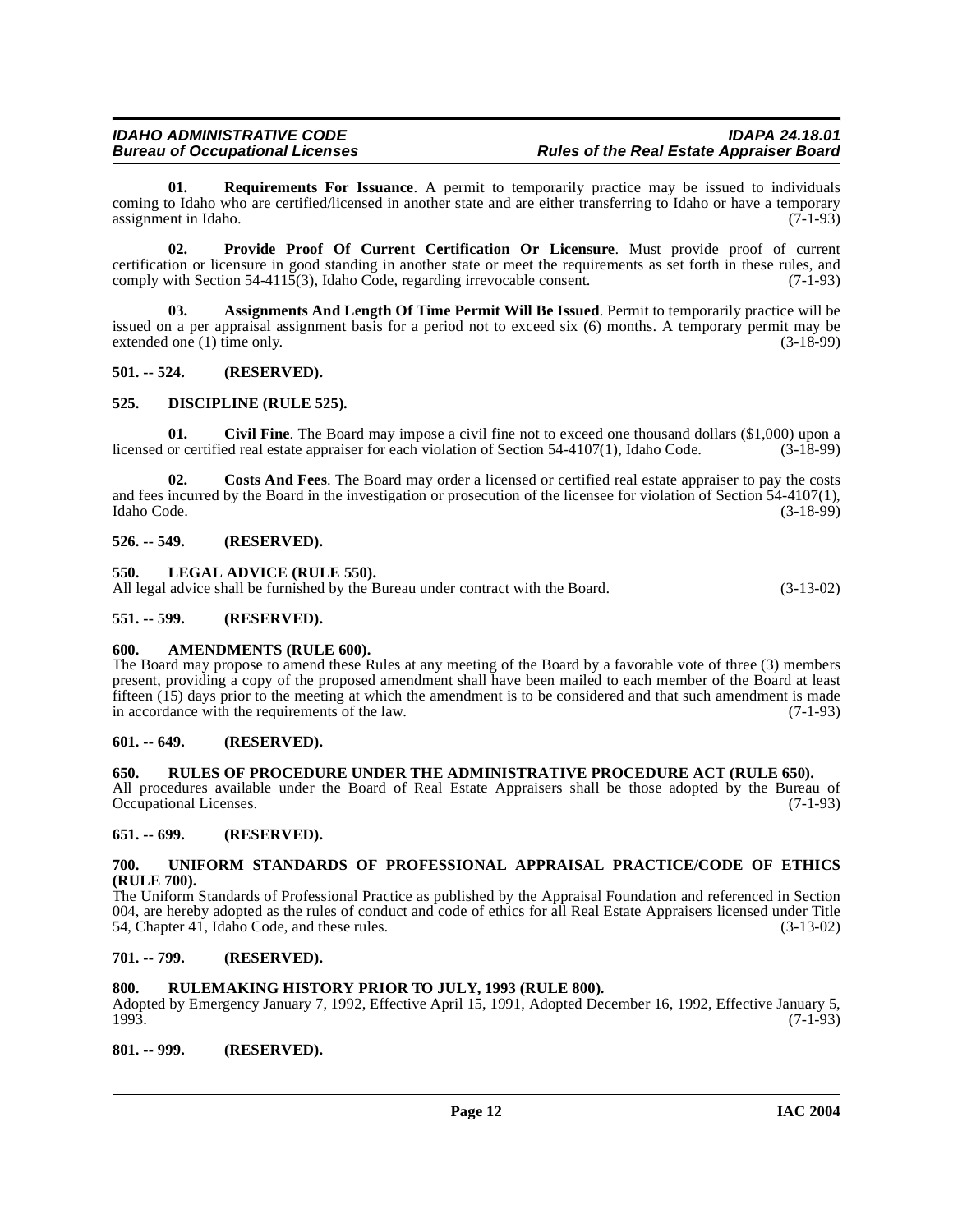**01. Requirements For Issuance**. A permit to temporarily practice may be issued to individuals coming to Idaho who are certified/licensed in another state and are either transferring to Idaho or have a temporary assignment in Idaho. (7-1-93)

**02. Provide Proof Of Current Certification Or Licensure**. Must provide proof of current certification or licensure in good standing in another state or meet the requirements as set forth in these rules, and comply with Section 54-4115(3), Idaho Code, regarding irrevocable consent. (7-1-93)

**03. Assignments And Length Of Time Permit Will Be Issued**. Permit to temporarily practice will be issued on a per appraisal assignment basis for a period not to exceed six (6) months. A temporary permit may be extended one (1) time only. (3-18-99)

**501. -- 524. (RESERVED).**

**525. DISCIPLINE (RULE 525).**

**01. Civil Fine**. The Board may impose a civil fine not to exceed one thousand dollars ($1,000) upon a licensed or certified real estate appraiser for each violation of Section 54-4107(1), Idaho Code. (3-18-99)

**02. Costs And Fees**. The Board may order a licensed or certified real estate appraiser to pay the costs and fees incurred by the Board in the investigation or prosecution of the licensee for violation of Section 54-4107(1), Idaho Code. (3-18-99)

**526. -- 549. (RESERVED).**

**550. LEGAL ADVICE (RULE 550).**
All legal advice shall be furnished by the Bureau under contract with the Board. (3-13-02)

**551. -- 599. (RESERVED).**

**600. AMENDMENTS (RULE 600).**
The Board may propose to amend these Rules at any meeting of the Board by a favorable vote of three (3) members present, providing a copy of the proposed amendment shall have been mailed to each member of the Board at least fifteen (15) days prior to the meeting at which the amendment is to be considered and that such amendment is made in accordance with the requirements of the law. (7-1-93)

**601. -- 649. (RESERVED).**

**650. RULES OF PROCEDURE UNDER THE ADMINISTRATIVE PROCEDURE ACT (RULE 650).**
All procedures available under the Board of Real Estate Appraisers shall be those adopted by the Bureau of Occupational Licenses. (7-1-93)

**651. -- 699. (RESERVED).**

**700. UNIFORM STANDARDS OF PROFESSIONAL APPRAISAL PRACTICE/CODE OF ETHICS (RULE 700).**
The Uniform Standards of Professional Practice as published by the Appraisal Foundation and referenced in Section 004, are hereby adopted as the rules of conduct and code of ethics for all Real Estate Appraisers licensed under Title 54, Chapter 41, Idaho Code, and these rules. (3-13-02)

**701. -- 799. (RESERVED).**

**800. RULEMAKING HISTORY PRIOR TO JULY, 1993 (RULE 800).**
Adopted by Emergency January 7, 1992, Effective April 15, 1991, Adopted December 16, 1992, Effective January 5, 1993. (7-1-93)

**801. -- 999. (RESERVED).**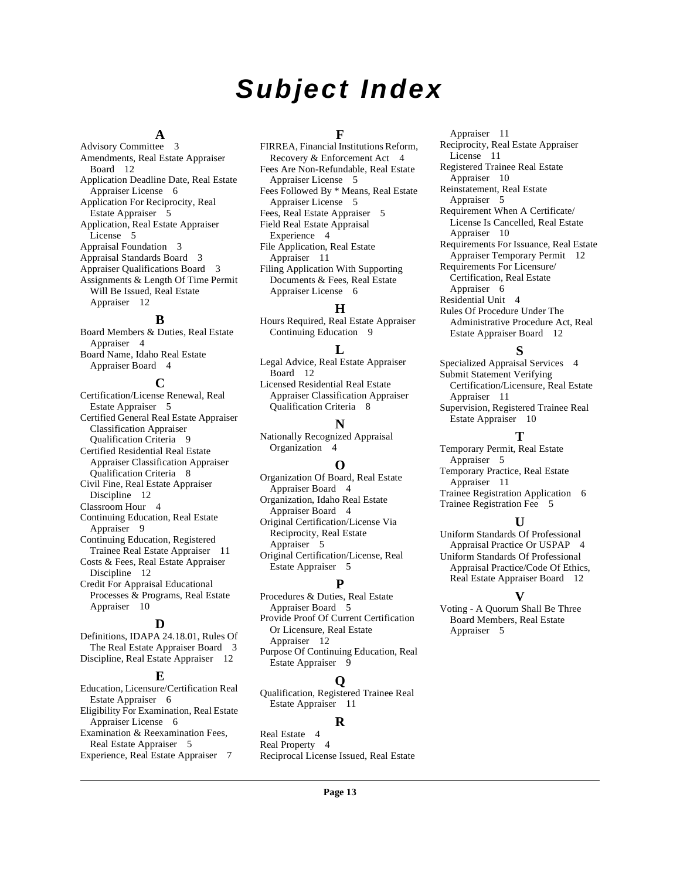# *Subject Index*

**A**

Advisory Committee 3
Amendments, Real Estate Appraiser Board 12
Application Deadline Date, Real Estate Appraiser License 6
Application For Reciprocity, Real Estate Appraiser 5
Application, Real Estate Appraiser License 5
Appraisal Foundation 3
Appraisal Standards Board 3
Appraiser Qualifications Board 3
Assignments & Length Of Time Permit Will Be Issued, Real Estate Appraiser 12

**B**

Board Members & Duties, Real Estate Appraiser 4
Board Name, Idaho Real Estate Appraiser Board 4

**C**

Certification/License Renewal, Real Estate Appraiser 5
Certified General Real Estate Appraiser Classification Appraiser Qualification Criteria 9
Certified Residential Real Estate Appraiser Classification Appraiser Qualification Criteria 8
Civil Fine, Real Estate Appraiser Discipline 12
Classroom Hour 4
Continuing Education, Real Estate Appraiser 9
Continuing Education, Registered Trainee Real Estate Appraiser 11
Costs & Fees, Real Estate Appraiser Discipline 12
Credit For Appraisal Educational Processes & Programs, Real Estate Appraiser 10

**D**

Definitions, IDAPA 24.18.01, Rules Of The Real Estate Appraiser Board 3
Discipline, Real Estate Appraiser 12

**E**

Education, Licensure/Certification Real Estate Appraiser 6
Eligibility For Examination, Real Estate Appraiser License 6
Examination & Reexamination Fees, Real Estate Appraiser 5
Experience, Real Estate Appraiser 7

**F**

FIRREA, Financial Institutions Reform, Recovery & Enforcement Act 4
Fees Are Non-Refundable, Real Estate Appraiser License 5
Fees Followed By * Means, Real Estate Appraiser License 5
Fees, Real Estate Appraiser 5
Field Real Estate Appraisal Experience 4
File Application, Real Estate Appraiser 11
Filing Application With Supporting Documents & Fees, Real Estate Appraiser License 6

**H**

Hours Required, Real Estate Appraiser Continuing Education 9

**L**

Legal Advice, Real Estate Appraiser Board 12
Licensed Residential Real Estate Appraiser Classification Appraiser Qualification Criteria 8

**N**

Nationally Recognized Appraisal Organization 4

**O**

Organization Of Board, Real Estate Appraiser Board 4
Organization, Idaho Real Estate Appraiser Board 4
Original Certification/License Via Reciprocity, Real Estate Appraiser 5
Original Certification/License, Real Estate Appraiser 5

**P**

Procedures & Duties, Real Estate Appraiser Board 5
Provide Proof Of Current Certification Or Licensure, Real Estate Appraiser 12
Purpose Of Continuing Education, Real Estate Appraiser 9

**Q**

Qualification, Registered Trainee Real Estate Appraiser 11

**R**

Real Estate 4
Real Property 4
Reciprocal License Issued, Real Estate Appraiser 11
Reciprocity, Real Estate Appraiser License 11
Registered Trainee Real Estate Appraiser 10
Reinstatement, Real Estate Appraiser 5
Requirement When A Certificate/License Is Cancelled, Real Estate Appraiser 10
Requirements For Issuance, Real Estate Appraiser Temporary Permit 12
Requirements For Licensure/Certification, Real Estate Appraiser 6
Residential Unit 4
Rules Of Procedure Under The Administrative Procedure Act, Real Estate Appraiser Board 12

**S**

Specialized Appraisal Services 4
Submit Statement Verifying Certification/Licensure, Real Estate Appraiser 11
Supervision, Registered Trainee Real Estate Appraiser 10

**T**

Temporary Permit, Real Estate Appraiser 5
Temporary Practice, Real Estate Appraiser 11
Trainee Registration Application 6
Trainee Registration Fee 5

**U**

Uniform Standards Of Professional Appraisal Practice Or USPAP 4
Uniform Standards Of Professional Appraisal Practice/Code Of Ethics, Real Estate Appraiser Board 12

**V**

Voting - A Quorum Shall Be Three Board Members, Real Estate Appraiser 5